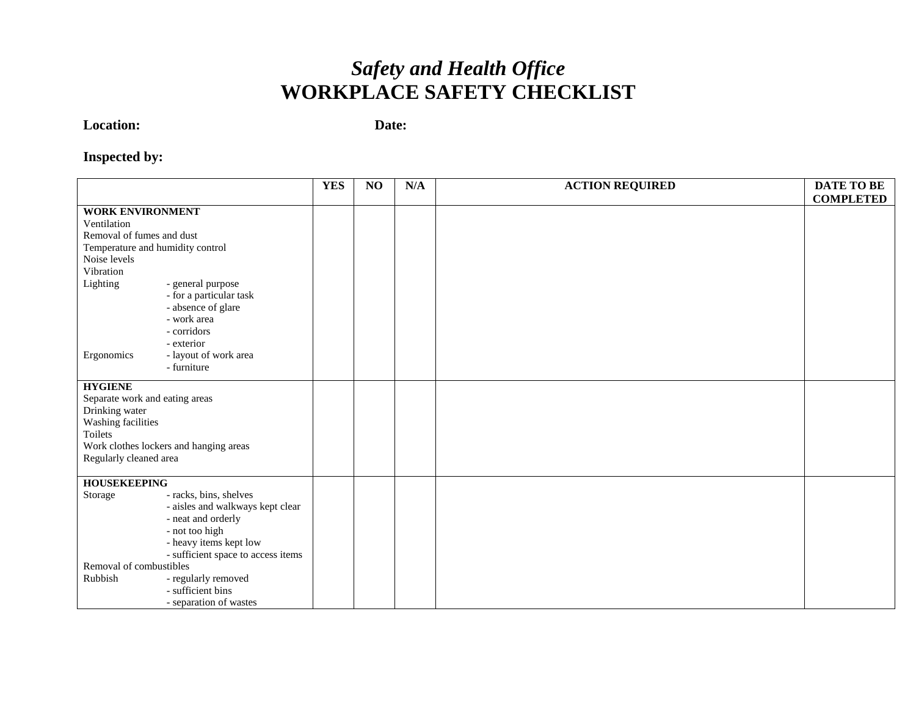# *Safety and Health Office*
# WORKPLACE SAFETY CHECKLIST

**Location:** **Date:**

**Inspected by:**

| | YES | NO | N/A | ACTION REQUIRED | DATE TO BE COMPLETED |
|---|---|---|---|---|---|
| **WORK ENVIRONMENT**<br>Ventilation<br>Removal of fumes and dust<br>Temperature and humidity control<br>Noise levels<br>Vibration<br>Lighting - general purpose<br>- for a particular task<br>- absence of glare<br>- work area<br>- corridors<br>- exterior<br>Ergonomics - layout of work area<br>- furniture | | | | | |
| **HYGIENE**<br>Separate work and eating areas<br>Drinking water<br>Washing facilities<br>Toilets<br>Work clothes lockers and hanging areas<br>Regularly cleaned area | | | | | |
| **HOUSEKEEPING**<br>Storage - racks, bins, shelves<br>- aisles and walkways kept clear<br>- neat and orderly<br>- not too high<br>- heavy items kept low<br>- sufficient space to access items<br>Removal of combustibles<br>Rubbish - regularly removed<br>- sufficient bins<br>- separation of wastes | | | | | |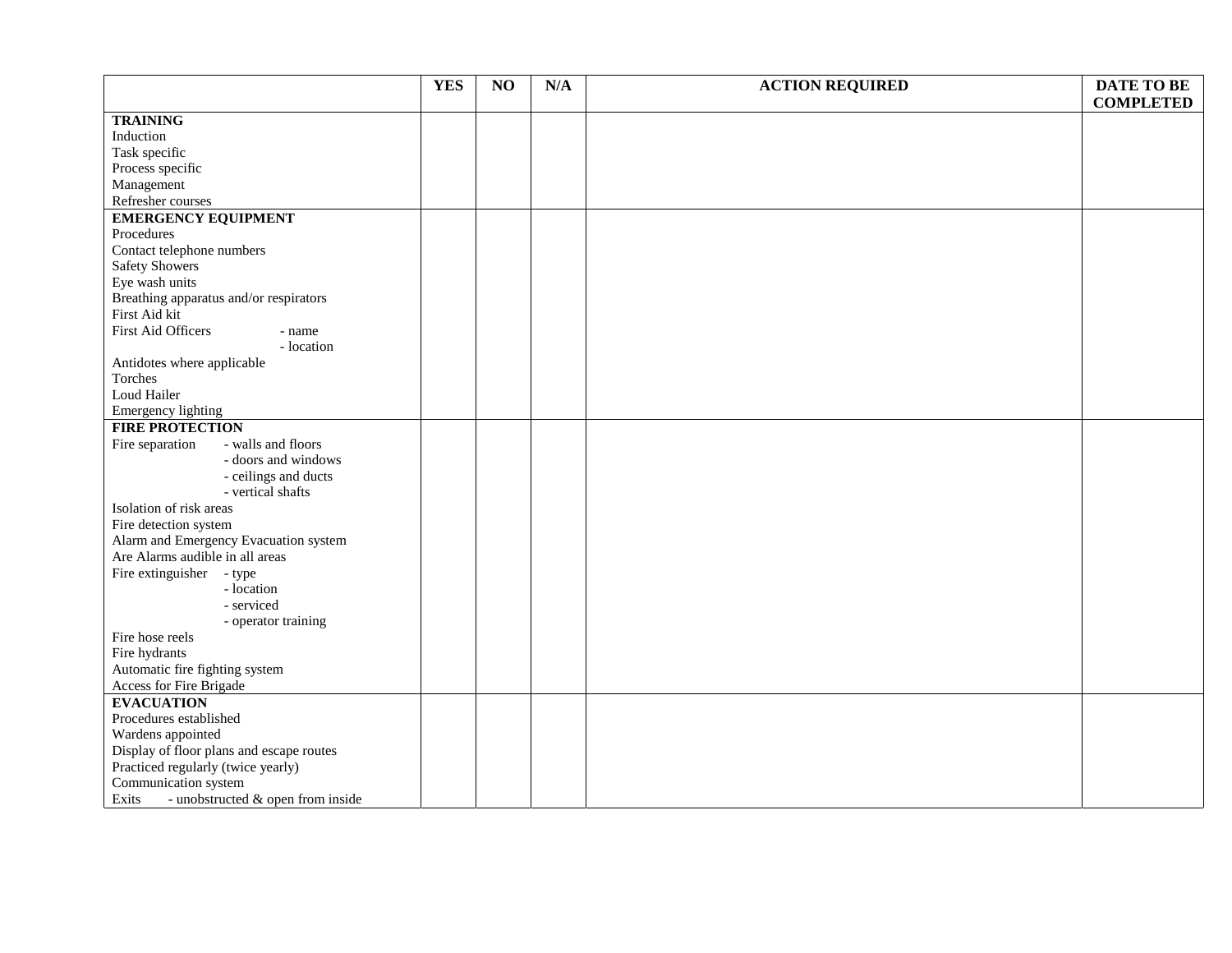| | YES | NO | N/A | ACTION REQUIRED | DATE TO BE COMPLETED |
|---|---|---|---|---|---|
| **TRAINING**<br>Induction<br>Task specific<br>Process specific<br>Management<br>Refresher courses | | | | | |
| **EMERGENCY EQUIPMENT**<br>Procedures<br>Contact telephone numbers<br>Safety Showers<br>Eye wash units<br>Breathing apparatus and/or respirators<br>First Aid kit<br>First Aid Officers - name<br>- location<br>Antidotes where applicable<br>Torches<br>Loud Hailer<br>Emergency lighting | | | | | |
| **FIRE PROTECTION**<br>Fire separation - walls and floors<br>- doors and windows<br>- ceilings and ducts<br>- vertical shafts<br>Isolation of risk areas<br>Fire detection system<br>Alarm and Emergency Evacuation system<br>Are Alarms audible in all areas<br>Fire extinguisher - type<br>- location<br>- serviced<br>- operator training<br>Fire hose reels<br>Fire hydrants<br>Automatic fire fighting system<br>Access for Fire Brigade | | | | | |
| **EVACUATION**<br>Procedures established<br>Wardens appointed<br>Display of floor plans and escape routes<br>Practiced regularly (twice yearly)<br>Communication system<br>Exits - unobstructed & open from inside | | | | | |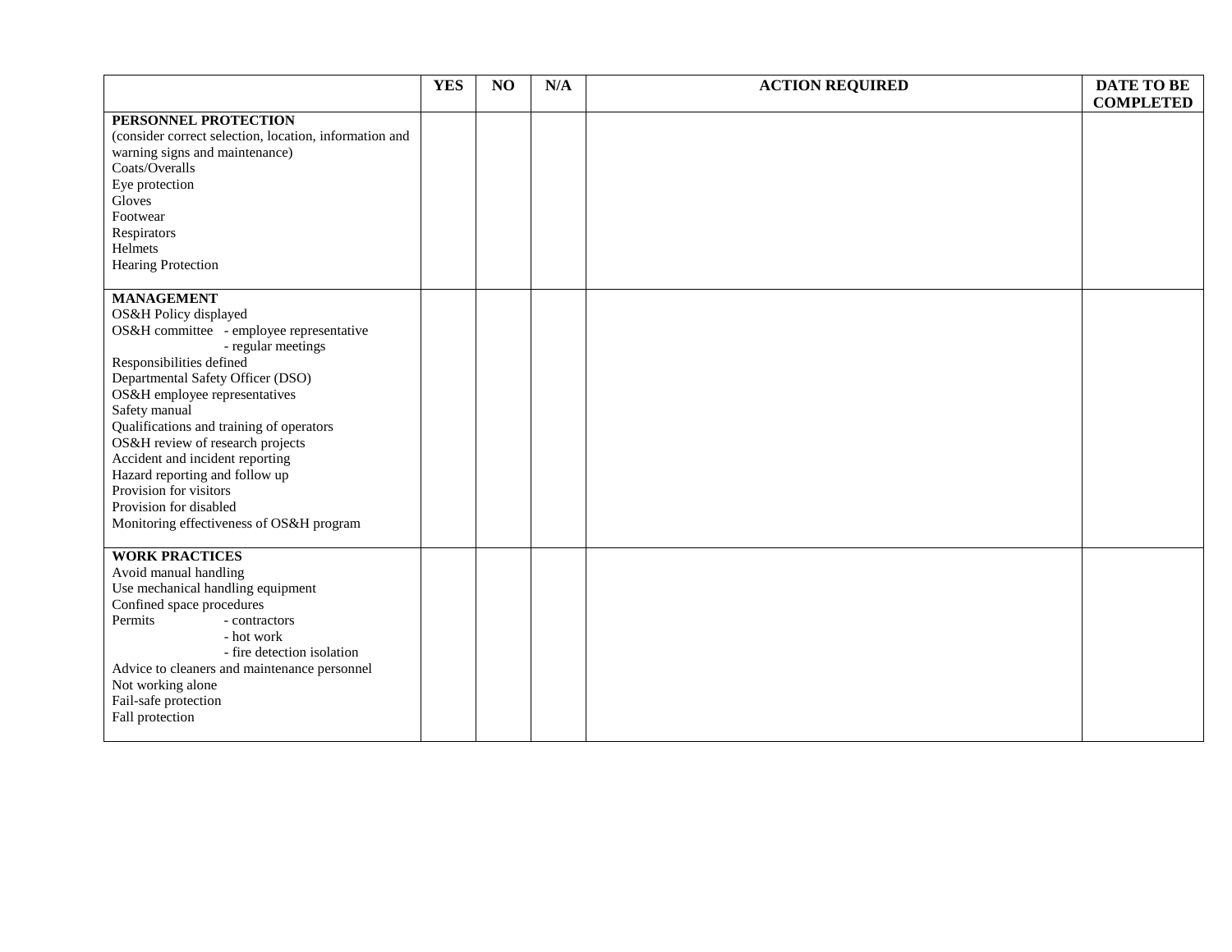| | YES | NO | N/A | ACTION REQUIRED | DATE TO BE COMPLETED |
|---|---|---|---|---|---|
| **PERSONNEL PROTECTION**<br>(consider correct selection, location, information and warning signs and maintenance)<br>Coats/Overalls<br>Eye protection<br>Gloves<br>Footwear<br>Respirators<br>Helmets<br>Hearing Protection | | | | | |
| **MANAGEMENT**<br>OS&H Policy displayed<br>OS&H committee - employee representative<br>- regular meetings<br>Responsibilities defined<br>Departmental Safety Officer (DSO)<br>OS&H employee representatives<br>Safety manual<br>Qualifications and training of operators<br>OS&H review of research projects<br>Accident and incident reporting<br>Hazard reporting and follow up<br>Provision for visitors<br>Provision for disabled<br>Monitoring effectiveness of OS&H program | | | | | |
| **WORK PRACTICES**<br>Avoid manual handling<br>Use mechanical handling equipment<br>Confined space procedures<br>Permits - contractors<br>- hot work<br>- fire detection isolation<br>Advice to cleaners and maintenance personnel<br>Not working alone<br>Fail-safe protection<br>Fall protection | | | | | |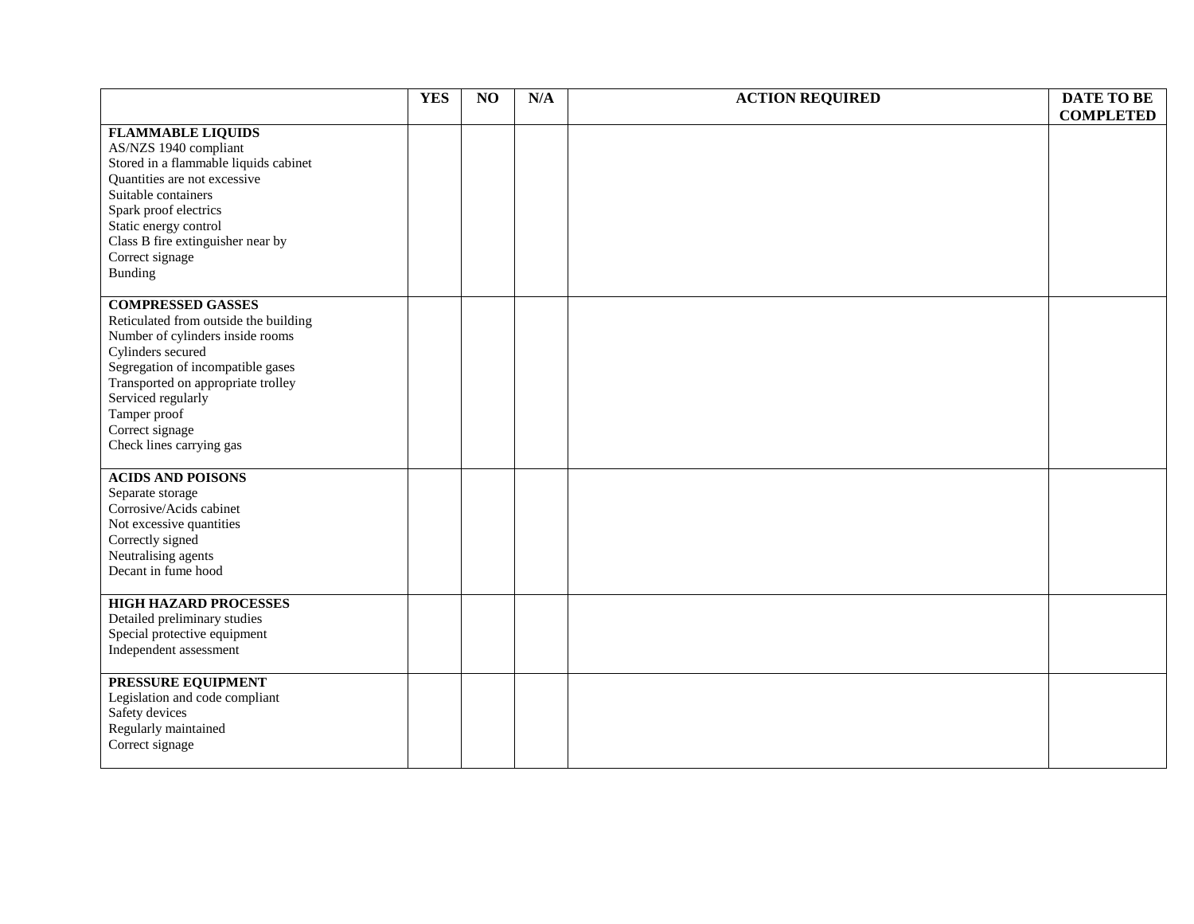| | YES | NO | N/A | ACTION REQUIRED | DATE TO BE COMPLETED |
|---|---|---|---|---|---|
| **FLAMMABLE LIQUIDS**<br>AS/NZS 1940 compliant<br>Stored in a flammable liquids cabinet<br>Quantities are not excessive<br>Suitable containers<br>Spark proof electrics<br>Static energy control<br>Class B fire extinguisher near by<br>Correct signage<br>Bunding | | | | | |
| **COMPRESSED GASSES**<br>Reticulated from outside the building<br>Number of cylinders inside rooms<br>Cylinders secured<br>Segregation of incompatible gases<br>Transported on appropriate trolley<br>Serviced regularly<br>Tamper proof<br>Correct signage<br>Check lines carrying gas | | | | | |
| **ACIDS AND POISONS**<br>Separate storage<br>Corrosive/Acids cabinet<br>Not excessive quantities<br>Correctly signed<br>Neutralising agents<br>Decant in fume hood | | | | | |
| **HIGH HAZARD PROCESSES**<br>Detailed preliminary studies<br>Special protective equipment<br>Independent assessment | | | | | |
| **PRESSURE EQUIPMENT**<br>Legislation and code compliant<br>Safety devices<br>Regularly maintained<br>Correct signage | | | | | |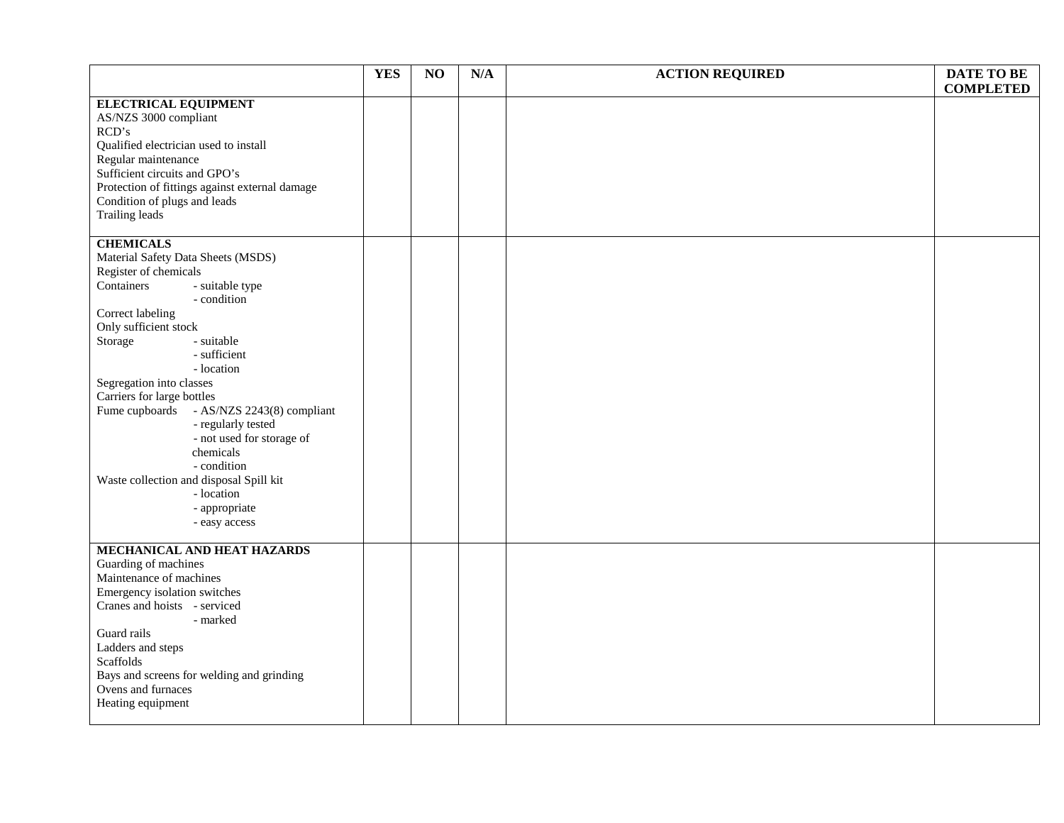| | YES | NO | N/A | ACTION REQUIRED | DATE TO BE COMPLETED |
|---|---|---|---|---|---|
| **ELECTRICAL EQUIPMENT**<br>AS/NZS 3000 compliant<br>RCD's<br>Qualified electrician used to install<br>Regular maintenance<br>Sufficient circuits and GPO's<br>Protection of fittings against external damage<br>Condition of plugs and leads<br>Trailing leads | | | | | |
| **CHEMICALS**<br>Material Safety Data Sheets (MSDS)<br>Register of chemicals<br>Containers - suitable type<br>- condition<br>Correct labeling<br>Only sufficient stock<br>Storage - suitable<br>- sufficient<br>- location<br>Segregation into classes<br>Carriers for large bottles<br>Fume cupboards - AS/NZS 2243(8) compliant<br>- regularly tested<br>- not used for storage of chemicals<br>- condition<br>Waste collection and disposal Spill kit<br>- location<br>- appropriate<br>- easy access | | | | | |
| **MECHANICAL AND HEAT HAZARDS**<br>Guarding of machines<br>Maintenance of machines<br>Emergency isolation switches<br>Cranes and hoists - serviced<br>- marked<br>Guard rails<br>Ladders and steps<br>Scaffolds<br>Bays and screens for welding and grinding<br>Ovens and furnaces<br>Heating equipment | | | | | |